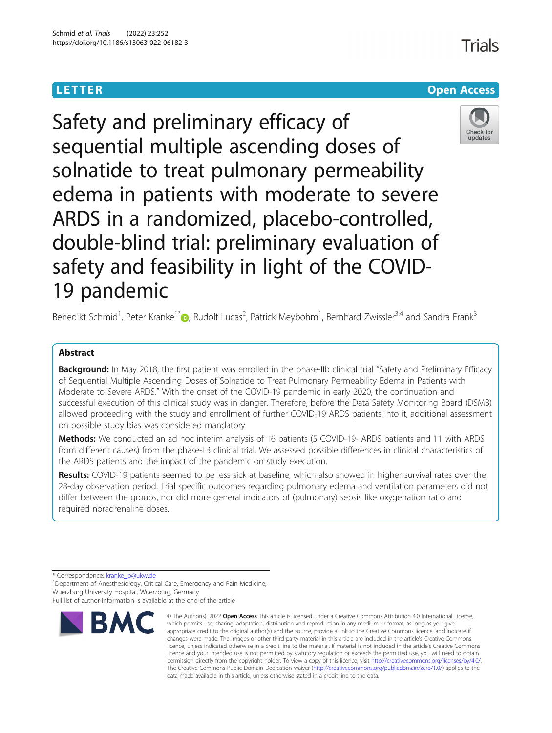LETTER

Open Access

# Safety and preliminary efficacy of sequential multiple ascending doses of solnatide to treat pulmonary permeability edema in patients with moderate to severe ARDS in a randomized, placebo-controlled, double-blind trial: preliminary evaluation of safety and feasibility in light of the COVID-19 pandemic

Benedikt Schmid[1], Peter Kranke[1*], Rudolf Lucas[2], Patrick Meybohm[1], Bernhard Zwissler[3,4] and Sandra Frank[3]

## Abstract

**Background:** In May 2018, the first patient was enrolled in the phase-IIb clinical trial "Safety and Preliminary Efficacy of Sequential Multiple Ascending Doses of Solnatide to Treat Pulmonary Permeability Edema in Patients with Moderate to Severe ARDS." With the onset of the COVID-19 pandemic in early 2020, the continuation and successful execution of this clinical study was in danger. Therefore, before the Data Safety Monitoring Board (DSMB) allowed proceeding with the study and enrollment of further COVID-19 ARDS patients into it, additional assessment on possible study bias was considered mandatory.

**Methods:** We conducted an ad hoc interim analysis of 16 patients (5 COVID-19- ARDS patients and 11 with ARDS from different causes) from the phase-IIB clinical trial. We assessed possible differences in clinical characteristics of the ARDS patients and the impact of the pandemic on study execution.

**Results:** COVID-19 patients seemed to be less sick at baseline, which also showed in higher survival rates over the 28-day observation period. Trial specific outcomes regarding pulmonary edema and ventilation parameters did not differ between the groups, nor did more general indicators of (pulmonary) sepsis like oxygenation ratio and required noradrenaline doses.

\* Correspondence: kranke_p@ukw.de

[1]Department of Anesthesiology, Critical Care, Emergency and Pain Medicine, Wuerzburg University Hospital, Wuerzburg, Germany

Full list of author information is available at the end of the article

© The Author(s). 2022 **Open Access** This article is licensed under a Creative Commons Attribution 4.0 International License, which permits use, sharing, adaptation, distribution and reproduction in any medium or format, as long as you give appropriate credit to the original author(s) and the source, provide a link to the Creative Commons licence, and indicate if changes were made. The images or other third party material in this article are included in the article's Creative Commons licence, unless indicated otherwise in a credit line to the material. If material is not included in the article's Creative Commons licence and your intended use is not permitted by statutory regulation or exceeds the permitted use, you will need to obtain permission directly from the copyright holder. To view a copy of this licence, visit http://creativecommons.org/licenses/by/4.0/. The Creative Commons Public Domain Dedication waiver (http://creativecommons.org/publicdomain/zero/1.0/) applies to the data made available in this article, unless otherwise stated in a credit line to the data.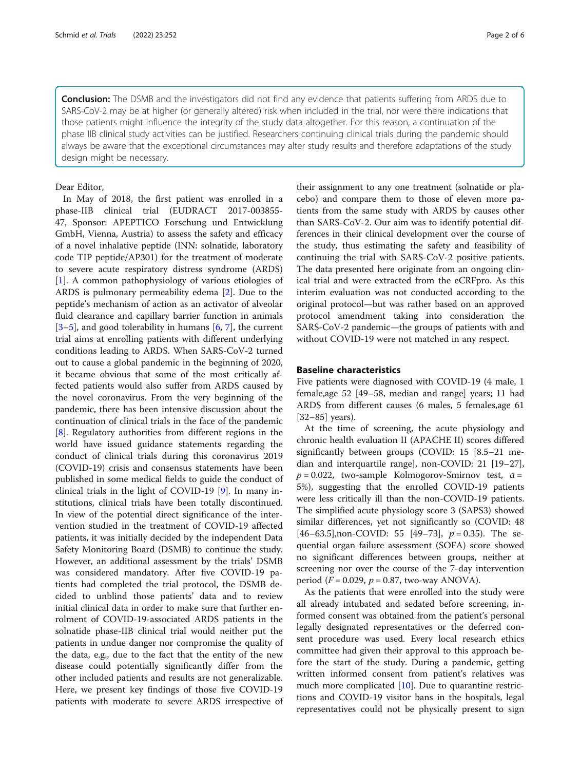**Conclusion:** The DSMB and the investigators did not find any evidence that patients suffering from ARDS due to SARS-CoV-2 may be at higher (or generally altered) risk when included in the trial, nor were there indications that those patients might influence the integrity of the study data altogether. For this reason, a continuation of the phase IIB clinical study activities can be justified. Researchers continuing clinical trials during the pandemic should always be aware that the exceptional circumstances may alter study results and therefore adaptations of the study design might be necessary.

Dear Editor,

In May of 2018, the first patient was enrolled in a phase-IIB clinical trial (EUDRACT 2017-003855-47, Sponsor: APEPTICO Forschung und Entwicklung GmbH, Vienna, Austria) to assess the safety and efficacy of a novel inhalative peptide (INN: solnatide, laboratory code TIP peptide/AP301) for the treatment of moderate to severe acute respiratory distress syndrome (ARDS) [1]. A common pathophysiology of various etiologies of ARDS is pulmonary permeability edema [2]. Due to the peptide's mechanism of action as an activator of alveolar fluid clearance and capillary barrier function in animals [3–5], and good tolerability in humans [6, 7], the current trial aims at enrolling patients with different underlying conditions leading to ARDS. When SARS-CoV-2 turned out to cause a global pandemic in the beginning of 2020, it became obvious that some of the most critically affected patients would also suffer from ARDS caused by the novel coronavirus. From the very beginning of the pandemic, there has been intensive discussion about the continuation of clinical trials in the face of the pandemic [8]. Regulatory authorities from different regions in the world have issued guidance statements regarding the conduct of clinical trials during this coronavirus 2019 (COVID-19) crisis and consensus statements have been published in some medical fields to guide the conduct of clinical trials in the light of COVID-19 [9]. In many institutions, clinical trials have been totally discontinued. In view of the potential direct significance of the intervention studied in the treatment of COVID-19 affected patients, it was initially decided by the independent Data Safety Monitoring Board (DSMB) to continue the study. However, an additional assessment by the trials' DSMB was considered mandatory. After five COVID-19 patients had completed the trial protocol, the DSMB decided to unblind those patients' data and to review initial clinical data in order to make sure that further enrolment of COVID-19-associated ARDS patients in the solnatide phase-IIB clinical trial would neither put the patients in undue danger nor compromise the quality of the data, e.g., due to the fact that the entity of the new disease could potentially significantly differ from the other included patients and results are not generalizable. Here, we present key findings of those five COVID-19 patients with moderate to severe ARDS irrespective of their assignment to any one treatment (solnatide or placebo) and compare them to those of eleven more patients from the same study with ARDS by causes other than SARS-CoV-2. Our aim was to identify potential differences in their clinical development over the course of the study, thus estimating the safety and feasibility of continuing the trial with SARS-CoV-2 positive patients. The data presented here originate from an ongoing clinical trial and were extracted from the eCRFpro. As this interim evaluation was not conducted according to the original protocol—but was rather based on an approved protocol amendment taking into consideration the SARS-CoV-2 pandemic—the groups of patients with and without COVID-19 were not matched in any respect.

## Baseline characteristics

Five patients were diagnosed with COVID-19 (4 male, 1 female,age 52 [49–58, median and range] years; 11 had ARDS from different causes (6 males, 5 females,age 61 [32–85] years).

At the time of screening, the acute physiology and chronic health evaluation II (APACHE II) scores differed significantly between groups (COVID: 15 [8.5–21 median and interquartile range], non-COVID: 21 [19–27], $p = 0.022$, two-sample Kolmogorov-Smirnov test, $\alpha = 5\%$), suggesting that the enrolled COVID-19 patients were less critically ill than the non-COVID-19 patients. The simplified acute physiology score 3 (SAPS3) showed similar differences, yet not significantly so (COVID: 48 [46–63.5],non-COVID: 55 [49–73], $p = 0.35$). The sequential organ failure assessment (SOFA) score showed no significant differences between groups, neither at screening nor over the course of the 7-day intervention period ($F = 0.029$, $p = 0.87$, two-way ANOVA).

As the patients that were enrolled into the study were all already intubated and sedated before screening, informed consent was obtained from the patient's personal legally designated representatives or the deferred consent procedure was used. Every local research ethics committee had given their approval to this approach before the start of the study. During a pandemic, getting written informed consent from patient's relatives was much more complicated [10]. Due to quarantine restrictions and COVID-19 visitor bans in the hospitals, legal representatives could not be physically present to sign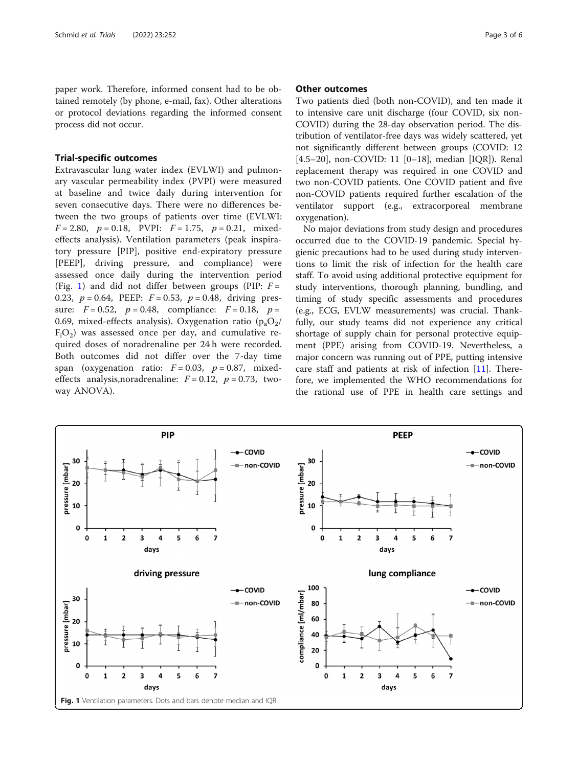paper work. Therefore, informed consent had to be obtained remotely (by phone, e-mail, fax). Other alterations or protocol deviations regarding the informed consent process did not occur.

## Trial-specific outcomes

Extravascular lung water index (EVLWI) and pulmonary vascular permeability index (PVPI) were measured at baseline and twice daily during intervention for seven consecutive days. There were no differences between the two groups of patients over time (EVLWI: $F = 2.80$, $p = 0.18$, PVPI: $F = 1.75$, $p = 0.21$, mixed-effects analysis). Ventilation parameters (peak inspiratory pressure [PIP], positive end-expiratory pressure [PEEP], driving pressure, and compliance) were assessed once daily during the intervention period (Fig. 1) and did not differ between groups (PIP: $F = 0.23$, $p = 0.64$, PEEP: $F = 0.53$, $p = 0.48$, driving pressure: $F = 0.52$, $p = 0.48$, compliance: $F = 0.18$, $p = 0.69$, mixed-effects analysis). Oxygenation ratio ($p_aO_2/F_iO_2$) was assessed once per day, and cumulative required doses of noradrenaline per 24 h were recorded. Both outcomes did not differ over the 7-day time span (oxygenation ratio: $F = 0.03$, $p = 0.87$, mixed-effects analysis,noradrenaline: $F = 0.12$, $p = 0.73$, two-way ANOVA).

## Other outcomes

Two patients died (both non-COVID), and ten made it to intensive care unit discharge (four COVID, six non-COVID) during the 28-day observation period. The distribution of ventilator-free days was widely scattered, yet not significantly different between groups (COVID: 12 [4.5–20], non-COVID: 11 [0–18], median [IQR]). Renal replacement therapy was required in one COVID and two non-COVID patients. One COVID patient and five non-COVID patients required further escalation of the ventilator support (e.g., extracorporeal membrane oxygenation).

No major deviations from study design and procedures occurred due to the COVID-19 pandemic. Special hygienic precautions had to be used during study interventions to limit the risk of infection for the health care staff. To avoid using additional protective equipment for study interventions, thorough planning, bundling, and timing of study specific assessments and procedures (e.g., ECG, EVLW measurements) was crucial. Thankfully, our study teams did not experience any critical shortage of supply chain for personal protective equipment (PPE) arising from COVID-19. Nevertheless, a major concern was running out of PPE, putting intensive care staff and patients at risk of infection [11]. Therefore, we implemented the WHO recommendations for the rational use of PPE in health care settings and

**Fig. 1** Ventilation parameters. Dots and bars denote median and IQR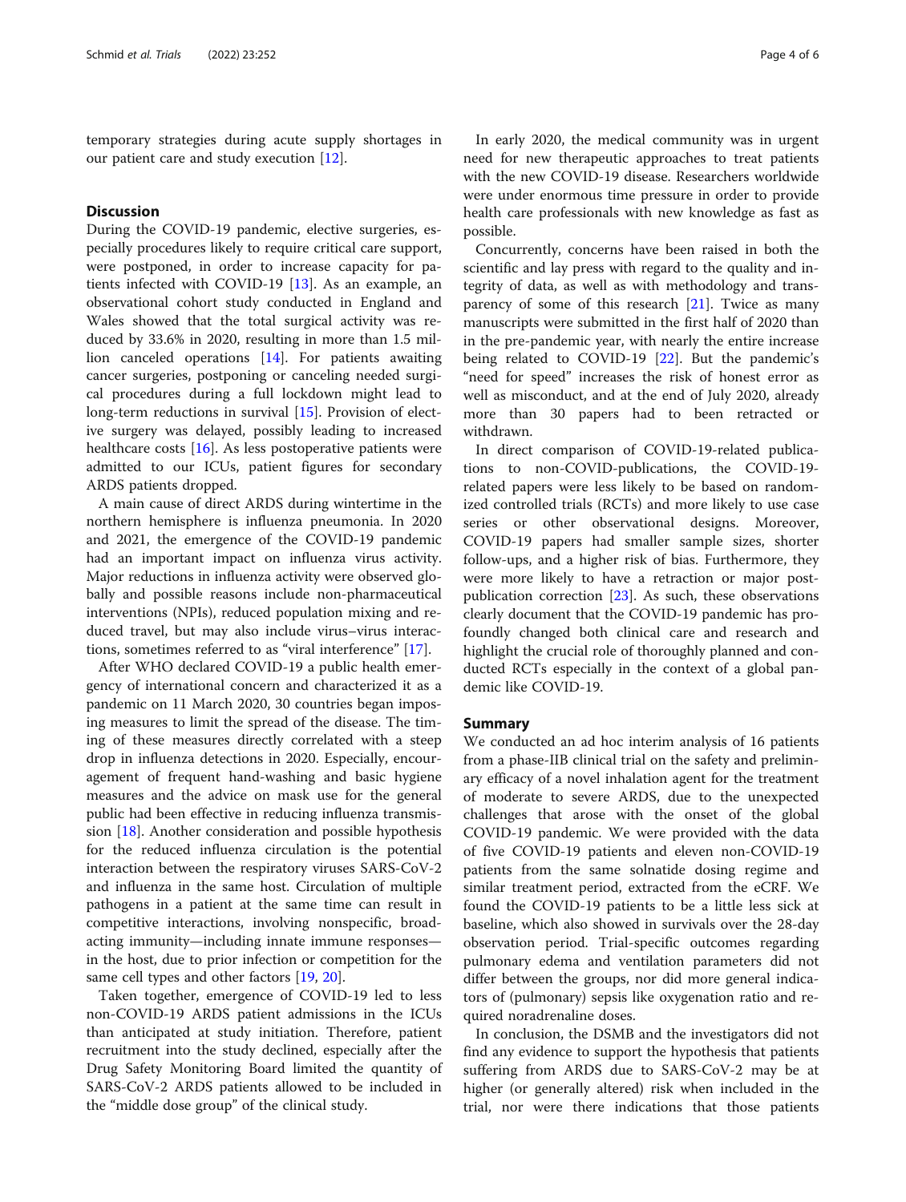temporary strategies during acute supply shortages in our patient care and study execution [12].

## Discussion

During the COVID-19 pandemic, elective surgeries, especially procedures likely to require critical care support, were postponed, in order to increase capacity for patients infected with COVID-19 [13]. As an example, an observational cohort study conducted in England and Wales showed that the total surgical activity was reduced by 33.6% in 2020, resulting in more than 1.5 million canceled operations [14]. For patients awaiting cancer surgeries, postponing or canceling needed surgical procedures during a full lockdown might lead to long-term reductions in survival [15]. Provision of elective surgery was delayed, possibly leading to increased healthcare costs [16]. As less postoperative patients were admitted to our ICUs, patient figures for secondary ARDS patients dropped.

A main cause of direct ARDS during wintertime in the northern hemisphere is influenza pneumonia. In 2020 and 2021, the emergence of the COVID-19 pandemic had an important impact on influenza virus activity. Major reductions in influenza activity were observed globally and possible reasons include non-pharmaceutical interventions (NPIs), reduced population mixing and reduced travel, but may also include virus–virus interactions, sometimes referred to as "viral interference" [17].

After WHO declared COVID-19 a public health emergency of international concern and characterized it as a pandemic on 11 March 2020, 30 countries began imposing measures to limit the spread of the disease. The timing of these measures directly correlated with a steep drop in influenza detections in 2020. Especially, encouragement of frequent hand-washing and basic hygiene measures and the advice on mask use for the general public had been effective in reducing influenza transmission [18]. Another consideration and possible hypothesis for the reduced influenza circulation is the potential interaction between the respiratory viruses SARS-CoV-2 and influenza in the same host. Circulation of multiple pathogens in a patient at the same time can result in competitive interactions, involving nonspecific, broad-acting immunity—including innate immune responses—in the host, due to prior infection or competition for the same cell types and other factors [19, 20].

Taken together, emergence of COVID-19 led to less non-COVID-19 ARDS patient admissions in the ICUs than anticipated at study initiation. Therefore, patient recruitment into the study declined, especially after the Drug Safety Monitoring Board limited the quantity of SARS-CoV-2 ARDS patients allowed to be included in the "middle dose group" of the clinical study.

In early 2020, the medical community was in urgent need for new therapeutic approaches to treat patients with the new COVID-19 disease. Researchers worldwide were under enormous time pressure in order to provide health care professionals with new knowledge as fast as possible.

Concurrently, concerns have been raised in both the scientific and lay press with regard to the quality and integrity of data, as well as with methodology and transparency of some of this research [21]. Twice as many manuscripts were submitted in the first half of 2020 than in the pre-pandemic year, with nearly the entire increase being related to COVID-19 [22]. But the pandemic's "need for speed" increases the risk of honest error as well as misconduct, and at the end of July 2020, already more than 30 papers had to been retracted or withdrawn.

In direct comparison of COVID-19-related publications to non-COVID-publications, the COVID-19-related papers were less likely to be based on randomized controlled trials (RCTs) and more likely to use case series or other observational designs. Moreover, COVID-19 papers had smaller sample sizes, shorter follow-ups, and a higher risk of bias. Furthermore, they were more likely to have a retraction or major post-publication correction [23]. As such, these observations clearly document that the COVID-19 pandemic has profoundly changed both clinical care and research and highlight the crucial role of thoroughly planned and conducted RCTs especially in the context of a global pandemic like COVID-19.

## Summary

We conducted an ad hoc interim analysis of 16 patients from a phase-IIB clinical trial on the safety and preliminary efficacy of a novel inhalation agent for the treatment of moderate to severe ARDS, due to the unexpected challenges that arose with the onset of the global COVID-19 pandemic. We were provided with the data of five COVID-19 patients and eleven non-COVID-19 patients from the same solnatide dosing regime and similar treatment period, extracted from the eCRF. We found the COVID-19 patients to be a little less sick at baseline, which also showed in survivals over the 28-day observation period. Trial-specific outcomes regarding pulmonary edema and ventilation parameters did not differ between the groups, nor did more general indicators of (pulmonary) sepsis like oxygenation ratio and required noradrenaline doses.

In conclusion, the DSMB and the investigators did not find any evidence to support the hypothesis that patients suffering from ARDS due to SARS-CoV-2 may be at higher (or generally altered) risk when included in the trial, nor were there indications that those patients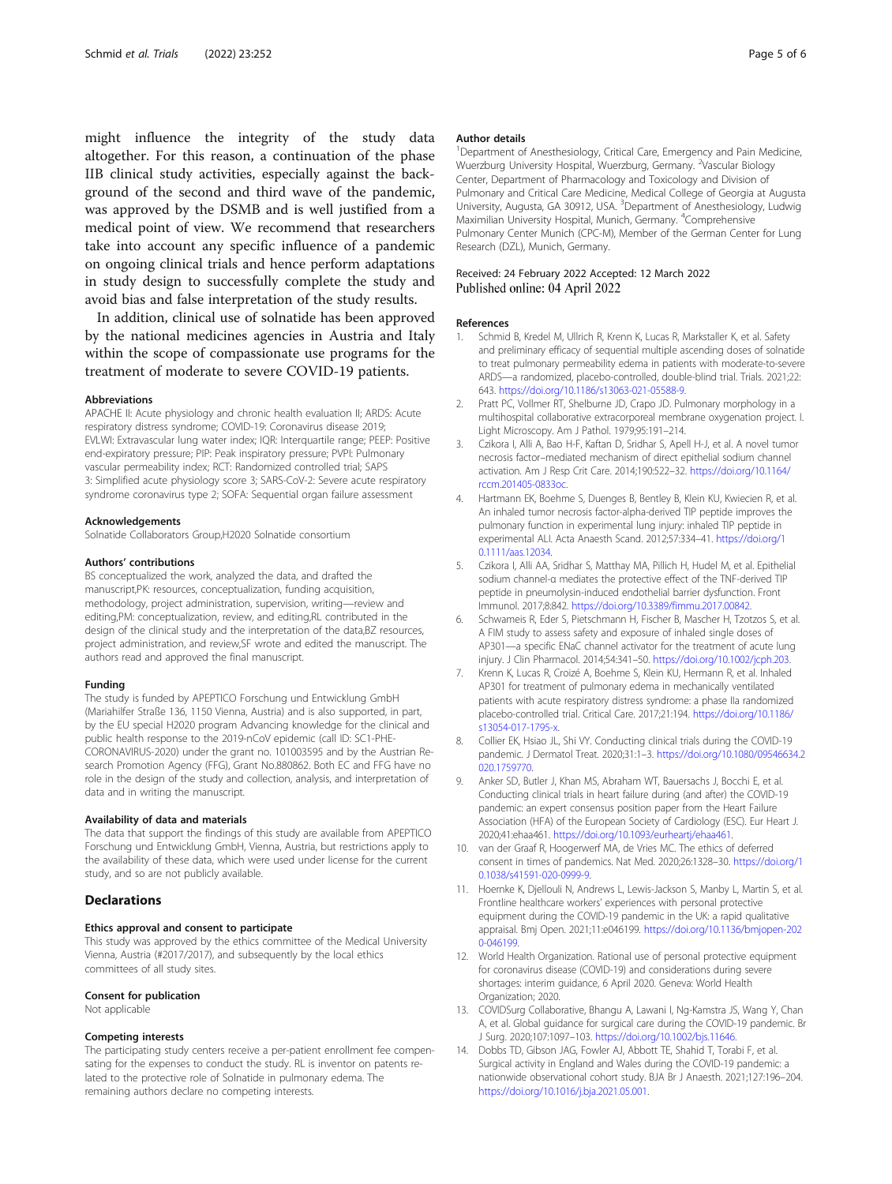might influence the integrity of the study data altogether. For this reason, a continuation of the phase IIB clinical study activities, especially against the background of the second and third wave of the pandemic, was approved by the DSMB and is well justified from a medical point of view. We recommend that researchers take into account any specific influence of a pandemic on ongoing clinical trials and hence perform adaptations in study design to successfully complete the study and avoid bias and false interpretation of the study results.

In addition, clinical use of solnatide has been approved by the national medicines agencies in Austria and Italy within the scope of compassionate use programs for the treatment of moderate to severe COVID-19 patients.

#### Abbreviations

APACHE II: Acute physiology and chronic health evaluation II; ARDS: Acute respiratory distress syndrome; COVID-19: Coronavirus disease 2019; EVLWI: Extravascular lung water index; IQR: Interquartile range; PEEP: Positive end-expiratory pressure; PIP: Peak inspiratory pressure; PVPI: Pulmonary vascular permeability index; RCT: Randomized controlled trial; SAPS 3: Simplified acute physiology score 3; SARS-CoV-2: Severe acute respiratory syndrome coronavirus type 2; SOFA: Sequential organ failure assessment

#### Acknowledgements

Solnatide Collaborators Group,H2020 Solnatide consortium

#### Authors' contributions

BS conceptualized the work, analyzed the data, and drafted the manuscript,PK: resources, conceptualization, funding acquisition, methodology, project administration, supervision, writing—review and editing,PM: conceptualization, review, and editing,RL contributed in the design of the clinical study and the interpretation of the data,BZ resources, project administration, and review,SF wrote and edited the manuscript. The authors read and approved the final manuscript.

#### Funding

The study is funded by APEPTICO Forschung und Entwicklung GmbH (Mariahilfer Straße 136, 1150 Vienna, Austria) and is also supported, in part, by the EU special H2020 program Advancing knowledge for the clinical and public health response to the 2019-nCoV epidemic (call ID: SC1-PHE-CORONAVIRUS-2020) under the grant no. 101003595 and by the Austrian Research Promotion Agency (FFG), Grant No.880862. Both EC and FFG have no role in the design of the study and collection, analysis, and interpretation of data and in writing the manuscript.

#### Availability of data and materials

The data that support the findings of this study are available from APEPTICO Forschung und Entwicklung GmbH, Vienna, Austria, but restrictions apply to the availability of these data, which were used under license for the current study, and so are not publicly available.

## Declarations

#### Ethics approval and consent to participate

This study was approved by the ethics committee of the Medical University Vienna, Austria (#2017/2017), and subsequently by the local ethics committees of all study sites.

#### Consent for publication

Not applicable

#### Competing interests

The participating study centers receive a per-patient enrollment fee compensating for the expenses to conduct the study. RL is inventor on patents related to the protective role of Solnatide in pulmonary edema. The remaining authors declare no competing interests.

#### Author details

[1]Department of Anesthesiology, Critical Care, Emergency and Pain Medicine, Wuerzburg University Hospital, Wuerzburg, Germany. [2]Vascular Biology Center, Department of Pharmacology and Toxicology and Division of Pulmonary and Critical Care Medicine, Medical College of Georgia at Augusta University, Augusta, GA 30912, USA. [3]Department of Anesthesiology, Ludwig Maximilian University Hospital, Munich, Germany. [4]Comprehensive Pulmonary Center Munich (CPC-M), Member of the German Center for Lung Research (DZL), Munich, Germany.

Received: 24 February 2022 Accepted: 12 March 2022
Published online: 04 April 2022

#### References

1. Schmid B, Kredel M, Ullrich R, Krenn K, Lucas R, Markstaller K, et al. Safety and preliminary efficacy of sequential multiple ascending doses of solnatide to treat pulmonary permeability edema in patients with moderate-to-severe ARDS—a randomized, placebo-controlled, double-blind trial. Trials. 2021;22:643. https://doi.org/10.1186/s13063-021-05588-9.
2. Pratt PC, Vollmer RT, Shelburne JD, Crapo JD. Pulmonary morphology in a multihospital collaborative extracorporeal membrane oxygenation project. I. Light Microscopy. Am J Pathol. 1979;95:191–214.
3. Czikora I, Alli A, Bao H-F, Kaftan D, Sridhar S, Apell H-J, et al. A novel tumor necrosis factor–mediated mechanism of direct epithelial sodium channel activation. Am J Resp Crit Care. 2014;190:522–32. https://doi.org/10.1164/rccm.201405-0833oc.
4. Hartmann EK, Boehme S, Duenges B, Bentley B, Klein KU, Kwiecien R, et al. An inhaled tumor necrosis factor-alpha-derived TIP peptide improves the pulmonary function in experimental lung injury: inhaled TIP peptide in experimental ALI. Acta Anaesth Scand. 2012;57:334–41. https://doi.org/10.1111/aas.12034.
5. Czikora I, Alli AA, Sridhar S, Matthay MA, Pillich H, Hudel M, et al. Epithelial sodium channel-α mediates the protective effect of the TNF-derived TIP peptide in pneumolysin-induced endothelial barrier dysfunction. Front Immunol. 2017;8:842. https://doi.org/10.3389/fimmu.2017.00842.
6. Schwameis R, Eder S, Pietschmann H, Fischer B, Mascher H, Tzotzos S, et al. A FIM study to assess safety and exposure of inhaled single doses of AP301—a specific ENaC channel activator for the treatment of acute lung injury. J Clin Pharmacol. 2014;54:341–50. https://doi.org/10.1002/jcph.203.
7. Krenn K, Lucas R, Croizé A, Boehme S, Klein KU, Hermann R, et al. Inhaled AP301 for treatment of pulmonary edema in mechanically ventilated patients with acute respiratory distress syndrome: a phase IIa randomized placebo-controlled trial. Critical Care. 2017;21:194. https://doi.org/10.1186/s13054-017-1795-x.
8. Collier EK, Hsiao JL, Shi VY. Conducting clinical trials during the COVID-19 pandemic. J Dermatol Treat. 2020;31:1–3. https://doi.org/10.1080/09546634.2020.1759770.
9. Anker SD, Butler J, Khan MS, Abraham WT, Bauersachs J, Bocchi E, et al. Conducting clinical trials in heart failure during (and after) the COVID-19 pandemic: an expert consensus position paper from the Heart Failure Association (HFA) of the European Society of Cardiology (ESC). Eur Heart J. 2020;41:ehaa461. https://doi.org/10.1093/eurheartj/ehaa461.
10. van der Graaf R, Hoogerwerf MA, de Vries MC. The ethics of deferred consent in times of pandemics. Nat Med. 2020;26:1328–30. https://doi.org/10.1038/s41591-020-0999-9.
11. Hoernke K, Djellouli N, Andrews L, Lewis-Jackson S, Manby L, Martin S, et al. Frontline healthcare workers' experiences with personal protective equipment during the COVID-19 pandemic in the UK: a rapid qualitative appraisal. Bmj Open. 2021;11:e046199. https://doi.org/10.1136/bmjopen-2020-046199.
12. World Health Organization. Rational use of personal protective equipment for coronavirus disease (COVID-19) and considerations during severe shortages: interim guidance, 6 April 2020. Geneva: World Health Organization; 2020.
13. COVIDSurg Collaborative, Bhangu A, Lawani I, Ng-Kamstra JS, Wang Y, Chan A, et al. Global guidance for surgical care during the COVID-19 pandemic. Br J Surg. 2020;107:1097–103. https://doi.org/10.1002/bjs.11646.
14. Dobbs TD, Gibson JAG, Fowler AJ, Abbott TE, Shahid T, Torabi F, et al. Surgical activity in England and Wales during the COVID-19 pandemic: a nationwide observational cohort study. BJA Br J Anaesth. 2021;127:196–204. https://doi.org/10.1016/j.bja.2021.05.001.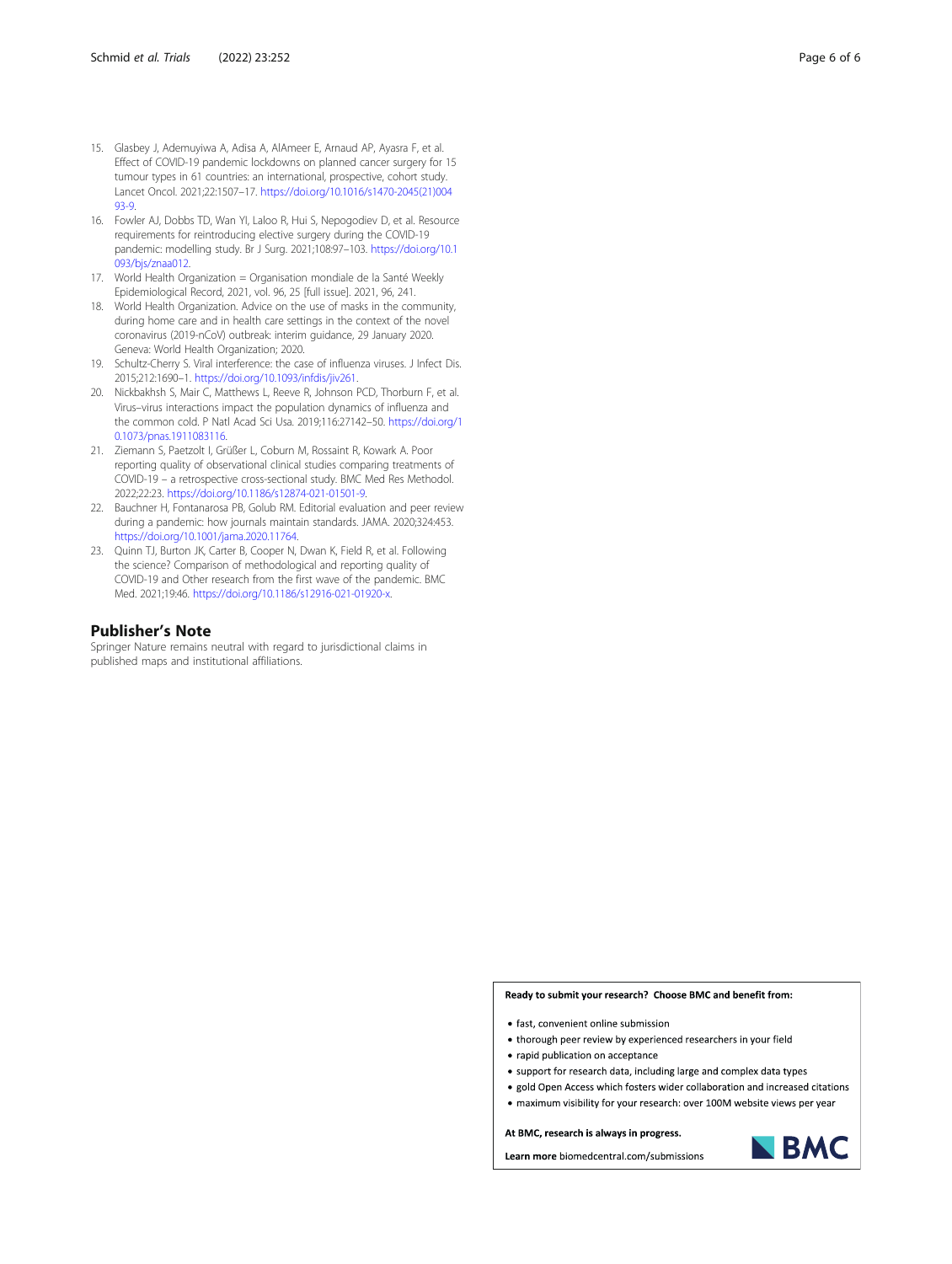15. Glasbey J, Ademuyiwa A, Adisa A, AlAmeer E, Arnaud AP, Ayasra F, et al. Effect of COVID-19 pandemic lockdowns on planned cancer surgery for 15 tumour types in 61 countries: an international, prospective, cohort study. Lancet Oncol. 2021;22:1507–17. https://doi.org/10.1016/s1470-2045(21)00493-9.
16. Fowler AJ, Dobbs TD, Wan YI, Laloo R, Hui S, Nepogodiev D, et al. Resource requirements for reintroducing elective surgery during the COVID-19 pandemic: modelling study. Br J Surg. 2021;108:97–103. https://doi.org/10.1093/bjs/znaa012.
17. World Health Organization = Organisation mondiale de la Santé Weekly Epidemiological Record, 2021, vol. 96, 25 [full issue]. 2021, 96, 241.
18. World Health Organization. Advice on the use of masks in the community, during home care and in health care settings in the context of the novel coronavirus (2019-nCoV) outbreak: interim guidance, 29 January 2020. Geneva: World Health Organization; 2020.
19. Schultz-Cherry S. Viral interference: the case of influenza viruses. J Infect Dis. 2015;212:1690–1. https://doi.org/10.1093/infdis/jiv261.
20. Nickbakhsh S, Mair C, Matthews L, Reeve R, Johnson PCD, Thorburn F, et al. Virus–virus interactions impact the population dynamics of influenza and the common cold. P Natl Acad Sci Usa. 2019;116:27142–50. https://doi.org/10.1073/pnas.1911083116.
21. Ziemann S, Paetzolt I, Grüßer L, Coburn M, Rossaint R, Kowark A. Poor reporting quality of observational clinical studies comparing treatments of COVID-19 – a retrospective cross-sectional study. BMC Med Res Methodol. 2022;22:23. https://doi.org/10.1186/s12874-021-01501-9.
22. Bauchner H, Fontanarosa PB, Golub RM. Editorial evaluation and peer review during a pandemic: how journals maintain standards. JAMA. 2020;324:453. https://doi.org/10.1001/jama.2020.11764.
23. Quinn TJ, Burton JK, Carter B, Cooper N, Dwan K, Field R, et al. Following the science? Comparison of methodological and reporting quality of COVID-19 and Other research from the first wave of the pandemic. BMC Med. 2021;19:46. https://doi.org/10.1186/s12916-021-01920-x.

## Publisher's Note

Springer Nature remains neutral with regard to jurisdictional claims in published maps and institutional affiliations.

**Ready to submit your research? Choose BMC and benefit from:**

- fast, convenient online submission
- thorough peer review by experienced researchers in your field
- rapid publication on acceptance
- support for research data, including large and complex data types
- gold Open Access which fosters wider collaboration and increased citations
- maximum visibility for your research: over 100M website views per year

**At BMC, research is always in progress.**

**Learn more** biomedcentral.com/submissions

BMC